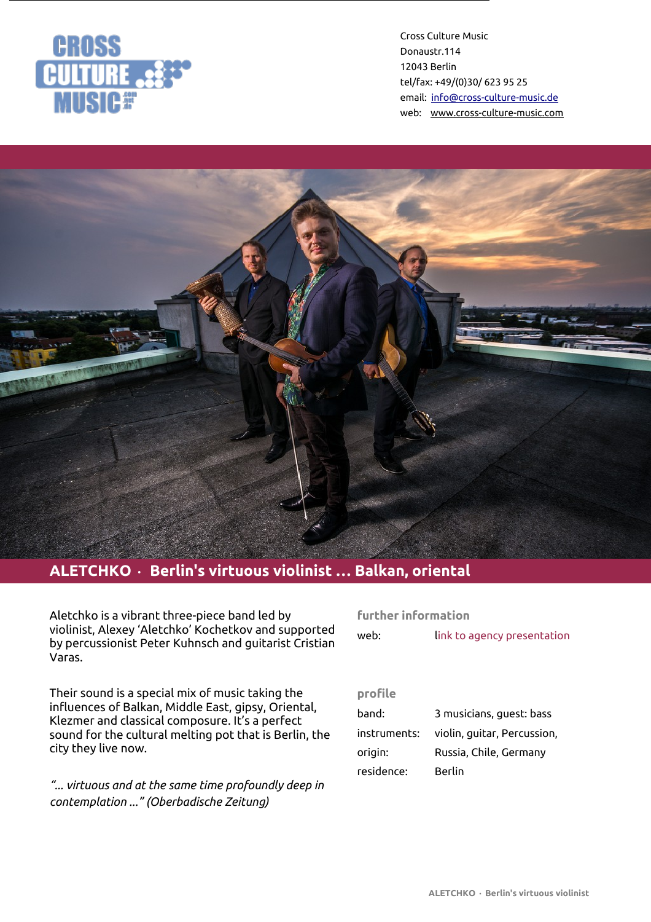CROSS CULTURE MUSIC

Cross Culture Music
Donaustr.114
12043 Berlin
tel/fax: +49/(0)30/ 623 95 25
email: info@cross-culture-music.de
web: www.cross-culture-music.com

# ALETCHKO · Berlin's virtuous violinist ... Balkan, oriental

Aletchko is a vibrant three-piece band led by violinist, Alexey 'Aletchko' Kochetkov and supported by percussionist Peter Kuhnsch and guitarist Cristian Varas.

Their sound is a special mix of music taking the influences of Balkan, Middle East, gipsy, Oriental, Klezmer and classical composure. It's a perfect sound for the cultural melting pot that is Berlin, the city they live now.

*"... virtuous and at the same time profoundly deep in contemplation ..." (Oberbadische Zeitung)*

## further information

web: link to agency presentation

## profile

| | |
|---|---|
| band: | 3 musicians, guest: bass |
| instruments: | violin, guitar, Percussion, |
| origin: | Russia, Chile, Germany |
| residence: | Berlin |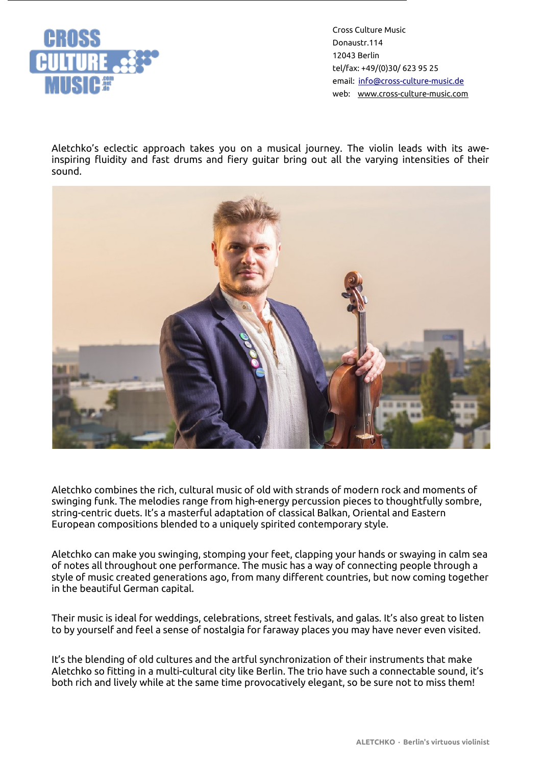Cross Culture Music
Donaustr.114
12043 Berlin
tel/fax: +49/(0)30/ 623 95 25
email: info@cross-culture-music.de
web: www.cross-culture-music.com

Aletchko's eclectic approach takes you on a musical journey. The violin leads with its awe-inspiring fluidity and fast drums and fiery guitar bring out all the varying intensities of their sound.

Aletchko combines the rich, cultural music of old with strands of modern rock and moments of swinging funk. The melodies range from high-energy percussion pieces to thoughtfully sombre, string-centric duets. It's a masterful adaptation of classical Balkan, Oriental and Eastern European compositions blended to a uniquely spirited contemporary style.

Aletchko can make you swinging, stomping your feet, clapping your hands or swaying in calm sea of notes all throughout one performance. The music has a way of connecting people through a style of music created generations ago, from many different countries, but now coming together in the beautiful German capital.

Their music is ideal for weddings, celebrations, street festivals, and galas. It's also great to listen to by yourself and feel a sense of nostalgia for faraway places you may have never even visited.

It's the blending of old cultures and the artful synchronization of their instruments that make Aletchko so fitting in a multi-cultural city like Berlin. The trio have such a connectable sound, it's both rich and lively while at the same time provocatively elegant, so be sure not to miss them!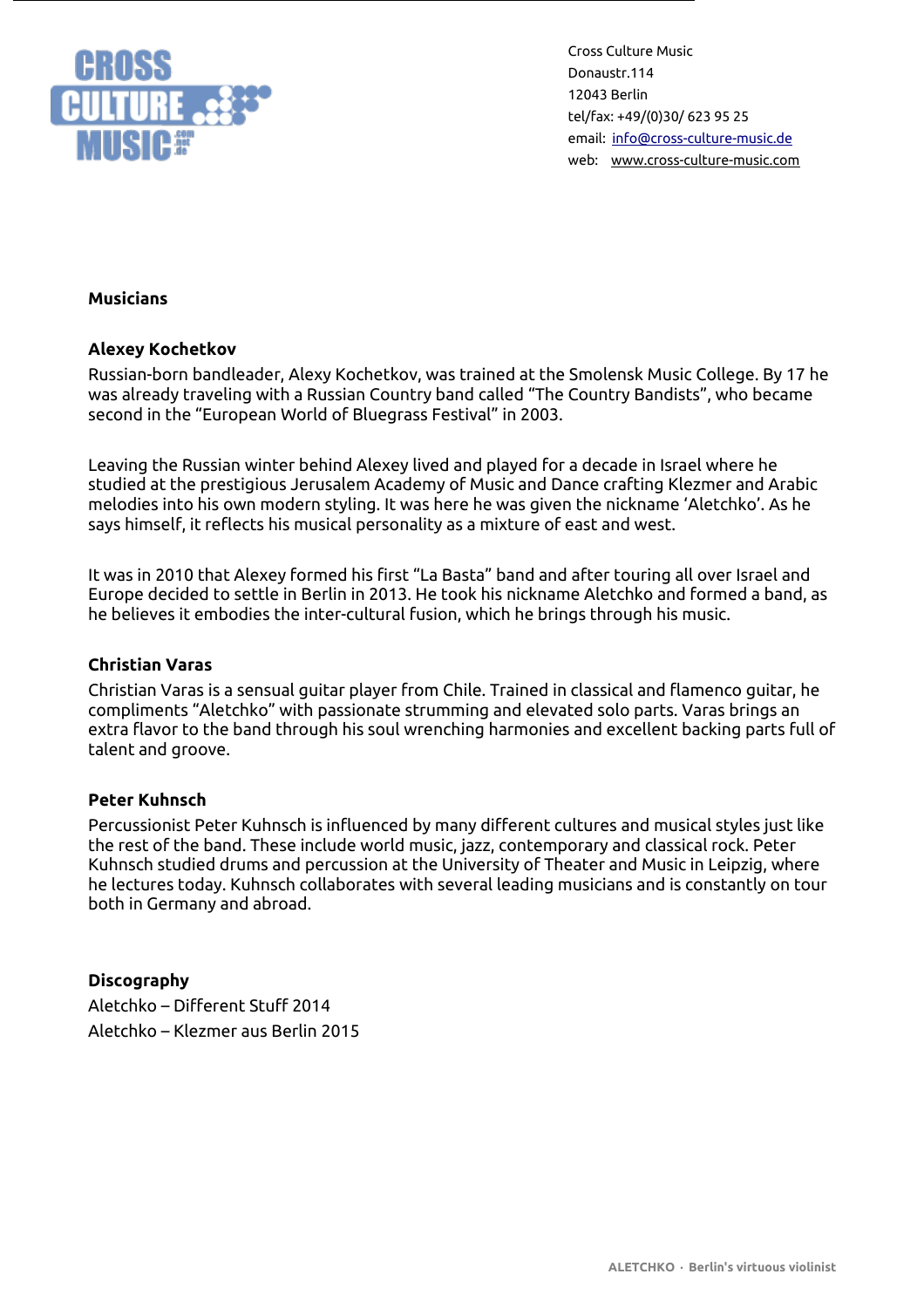Cross Culture Music
Donaustr.114
12043 Berlin
tel/fax: +49/(0)30/ 623 95 25
email: info@cross-culture-music.de
web: www.cross-culture-music.com

## Musicians

### Alexey Kochetkov

Russian-born bandleader, Alexy Kochetkov, was trained at the Smolensk Music College. By 17 he was already traveling with a Russian Country band called "The Country Bandists", who became second in the "European World of Bluegrass Festival" in 2003.

Leaving the Russian winter behind Alexey lived and played for a decade in Israel where he studied at the prestigious Jerusalem Academy of Music and Dance crafting Klezmer and Arabic melodies into his own modern styling. It was here he was given the nickname 'Aletchko'. As he says himself, it reflects his musical personality as a mixture of east and west.

It was in 2010 that Alexey formed his first "La Basta" band and after touring all over Israel and Europe decided to settle in Berlin in 2013. He took his nickname Aletchko and formed a band, as he believes it embodies the inter-cultural fusion, which he brings through his music.

### Christian Varas

Christian Varas is a sensual guitar player from Chile. Trained in classical and flamenco guitar, he compliments "Aletchko" with passionate strumming and elevated solo parts. Varas brings an extra flavor to the band through his soul wrenching harmonies and excellent backing parts full of talent and groove.

### Peter Kuhnsch

Percussionist Peter Kuhnsch is influenced by many different cultures and musical styles just like the rest of the band. These include world music, jazz, contemporary and classical rock. Peter Kuhnsch studied drums and percussion at the University of Theater and Music in Leipzig, where he lectures today. Kuhnsch collaborates with several leading musicians and is constantly on tour both in Germany and abroad.

## Discography

Aletchko – Different Stuff 2014
Aletchko – Klezmer aus Berlin 2015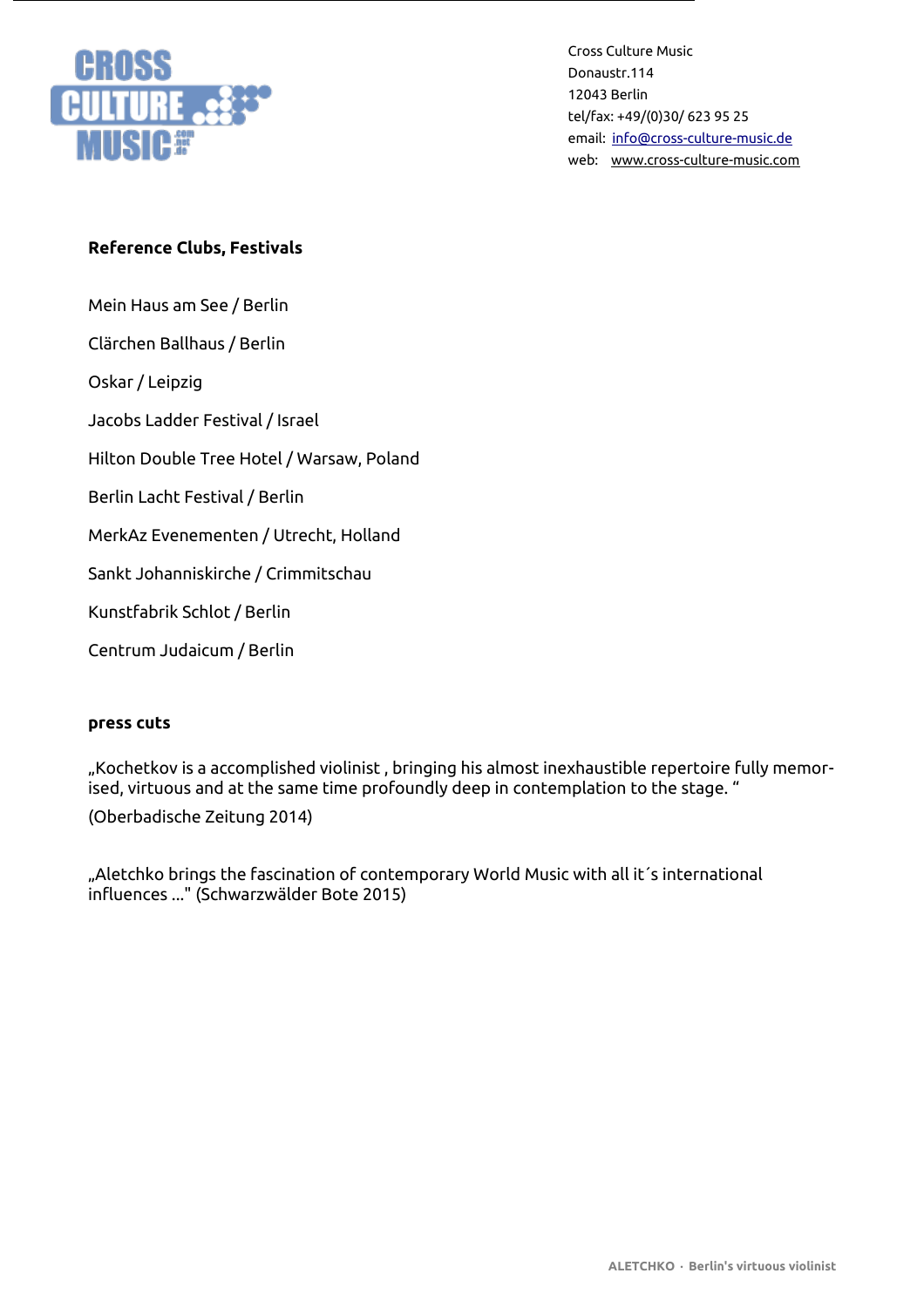Cross Culture Music
Donaustr.114
12043 Berlin
tel/fax: +49/(0)30/ 623 95 25
email: info@cross-culture-music.de
web: www.cross-culture-music.com

**Reference Clubs, Festivals**

Mein Haus am See / Berlin

Clärchen Ballhaus / Berlin

Oskar / Leipzig

Jacobs Ladder Festival / Israel

Hilton Double Tree Hotel / Warsaw, Poland

Berlin Lacht Festival / Berlin

MerkAz Evenementen / Utrecht, Holland

Sankt Johanniskirche / Crimmitschau

Kunstfabrik Schlot / Berlin

Centrum Judaicum / Berlin

**press cuts**

„Kochetkov is a accomplished violinist , bringing his almost inexhaustible repertoire fully memorised, virtuous and at the same time profoundly deep in contemplation to the stage. "

(Oberbadische Zeitung 2014)

„Aletchko brings the fascination of contemporary World Music with all it´s international influences ..." (Schwarzwälder Bote 2015)